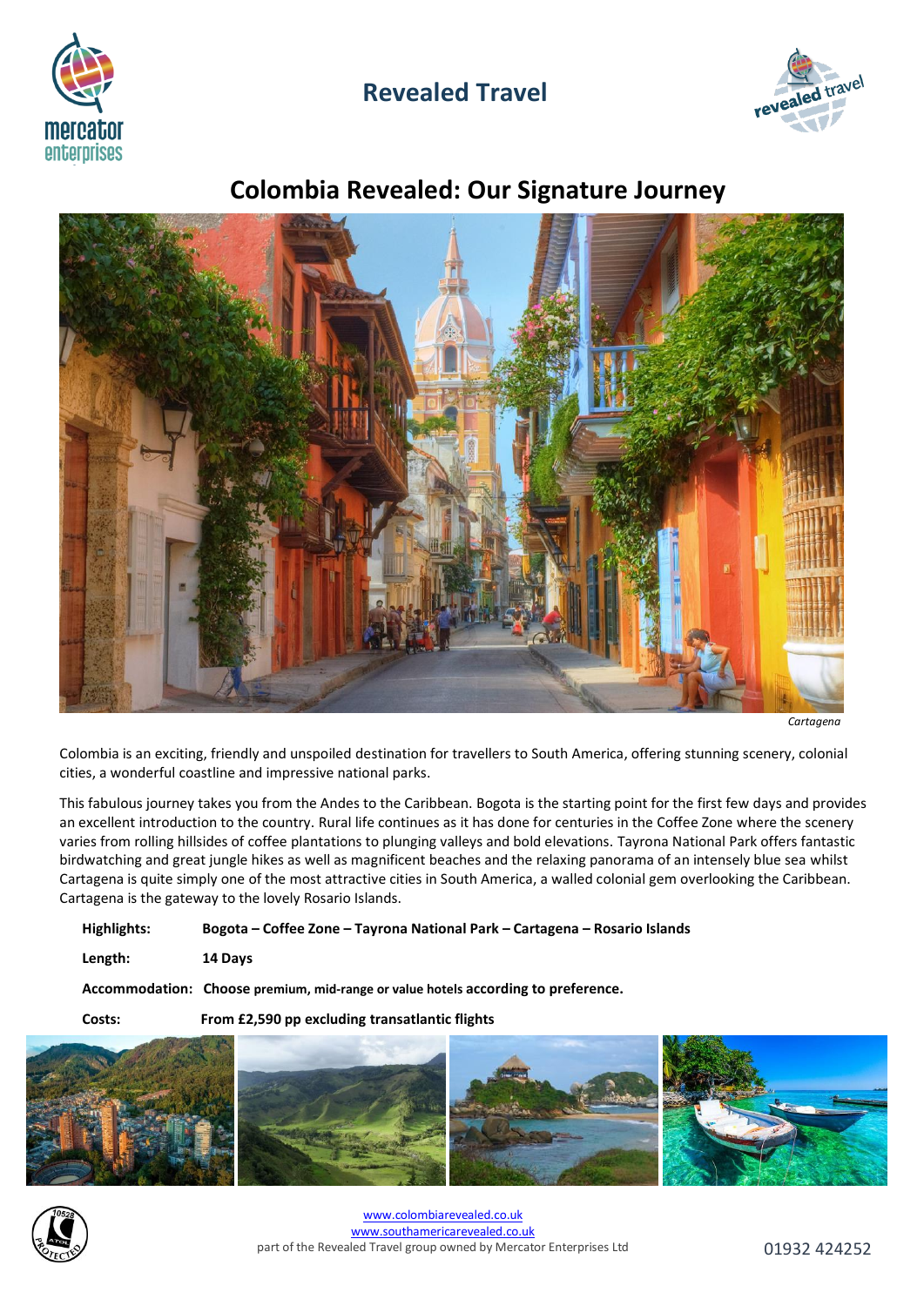# Revealed Travel

## Colombia Revealed: Our Signature Journey

*Cartagena*

Colombia is an exciting, friendly and unspoiled destination for travellers to South America, offering stunning scenery, colonial cities, a wonderful coastline and impressive national parks.

This fabulous journey takes you from the Andes to the Caribbean. Bogota is the starting point for the first few days and provides an excellent introduction to the country. Rural life continues as it has done for centuries in the Coffee Zone where the scenery varies from rolling hillsides of coffee plantations to plunging valleys and bold elevations. Tayrona National Park offers fantastic birdwatching and great jungle hikes as well as magnificent beaches and the relaxing panorama of an intensely blue sea whilst Cartagena is quite simply one of the most attractive cities in South America, a walled colonial gem overlooking the Caribbean. Cartagena is the gateway to the lovely Rosario Islands.

**Highlights:** **Bogota – Coffee Zone – Tayrona National Park – Cartagena – Rosario Islands**

**Length:** **14 Days**

**Accommodation:** **Choose premium, mid-range or value hotels according to preference.**

**Costs:** **From £2,590 pp excluding transatlantic flights**

www.colombiarevealed.co.uk
www.southamericarevealed.co.uk
part of the Revealed Travel group owned by Mercator Enterprises Ltd

01932 424252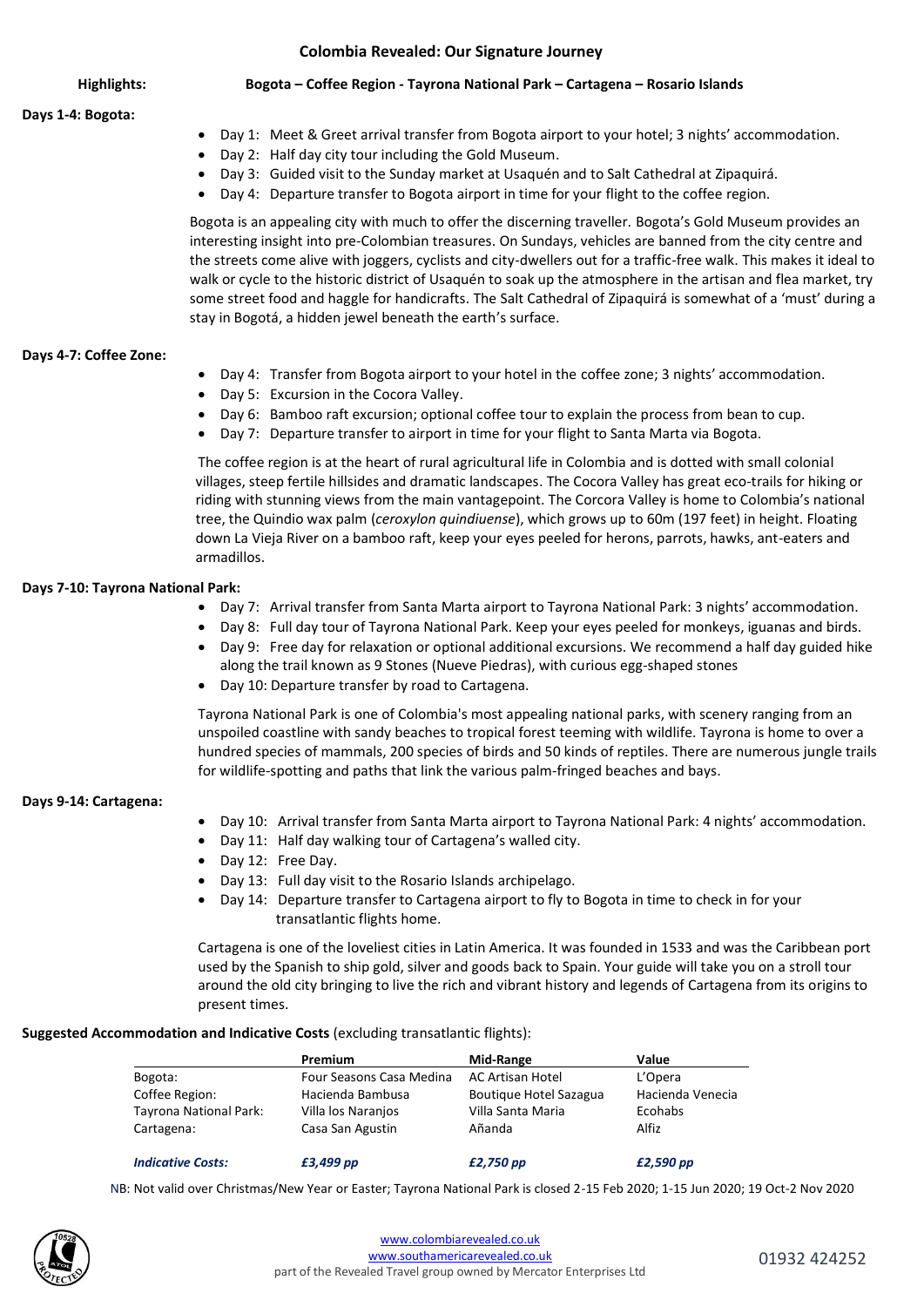# Colombia Revealed: Our Signature Journey

**Highlights:** **Bogota – Coffee Region - Tayrona National Park – Cartagena – Rosario Islands**

**Days 1-4: Bogota:**

- Day 1: Meet & Greet arrival transfer from Bogota airport to your hotel; 3 nights' accommodation.
- Day 2: Half day city tour including the Gold Museum.
- Day 3: Guided visit to the Sunday market at Usaquén and to Salt Cathedral at Zipaquirá.
- Day 4: Departure transfer to Bogota airport in time for your flight to the coffee region.

Bogota is an appealing city with much to offer the discerning traveller. Bogota's Gold Museum provides an interesting insight into pre-Colombian treasures. On Sundays, vehicles are banned from the city centre and the streets come alive with joggers, cyclists and city-dwellers out for a traffic-free walk. This makes it ideal to walk or cycle to the historic district of Usaquén to soak up the atmosphere in the artisan and flea market, try some street food and haggle for handicrafts. The Salt Cathedral of Zipaquirá is somewhat of a 'must' during a stay in Bogotá, a hidden jewel beneath the earth's surface.

**Days 4-7: Coffee Zone:**

- Day 4: Transfer from Bogota airport to your hotel in the coffee zone; 3 nights' accommodation.
- Day 5: Excursion in the Cocora Valley.
- Day 6: Bamboo raft excursion; optional coffee tour to explain the process from bean to cup.
- Day 7: Departure transfer to airport in time for your flight to Santa Marta via Bogota.

The coffee region is at the heart of rural agricultural life in Colombia and is dotted with small colonial villages, steep fertile hillsides and dramatic landscapes. The Cocora Valley has great eco-trails for hiking or riding with stunning views from the main vantagepoint. The Corcora Valley is home to Colombia's national tree, the Quindio wax palm (*ceroxylon quindiuense*), which grows up to 60m (197 feet) in height. Floating down La Vieja River on a bamboo raft, keep your eyes peeled for herons, parrots, hawks, ant-eaters and armadillos.

**Days 7-10: Tayrona National Park:**

- Day 7: Arrival transfer from Santa Marta airport to Tayrona National Park: 3 nights' accommodation.
- Day 8: Full day tour of Tayrona National Park. Keep your eyes peeled for monkeys, iguanas and birds.
- Day 9: Free day for relaxation or optional additional excursions. We recommend a half day guided hike along the trail known as 9 Stones (Nueve Piedras), with curious egg-shaped stones
- Day 10: Departure transfer by road to Cartagena.

Tayrona National Park is one of Colombia's most appealing national parks, with scenery ranging from an unspoiled coastline with sandy beaches to tropical forest teeming with wildlife. Tayrona is home to over a hundred species of mammals, 200 species of birds and 50 kinds of reptiles. There are numerous jungle trails for wildlife-spotting and paths that link the various palm-fringed beaches and bays.

**Days 9-14: Cartagena:**

- Day 10: Arrival transfer from Santa Marta airport to Tayrona National Park: 4 nights' accommodation.
- Day 11: Half day walking tour of Cartagena's walled city.
- Day 12: Free Day.
- Day 13: Full day visit to the Rosario Islands archipelago.
- Day 14: Departure transfer to Cartagena airport to fly to Bogota in time to check in for your transatlantic flights home.

Cartagena is one of the loveliest cities in Latin America. It was founded in 1533 and was the Caribbean port used by the Spanish to ship gold, silver and goods back to Spain. Your guide will take you on a stroll tour around the old city bringing to live the rich and vibrant history and legends of Cartagena from its origins to present times.

**Suggested Accommodation and Indicative Costs** (excluding transatlantic flights):

| | Premium | Mid-Range | Value |
|---|---|---|---|
| Bogota: | Four Seasons Casa Medina | AC Artisan Hotel | L'Opera |
| Coffee Region: | Hacienda Bambusa | Boutique Hotel Sazagua | Hacienda Venecia |
| Tayrona National Park: | Villa los Naranjos | Villa Santa Maria | Ecohabs |
| Cartagena: | Casa San Agustin | Añanda | Alfiz |
| ***Indicative Costs:*** | ***£3,499 pp*** | ***£2,750 pp*** | ***£2,590 pp*** |

NB: Not valid over Christmas/New Year or Easter; Tayrona National Park is closed 2-15 Feb 2020; 1-15 Jun 2020; 19 Oct-2 Nov 2020

www.colombiarevealed.co.uk
www.southamericarevealed.co.uk
part of the Revealed Travel group owned by Mercator Enterprises Ltd

01932 424252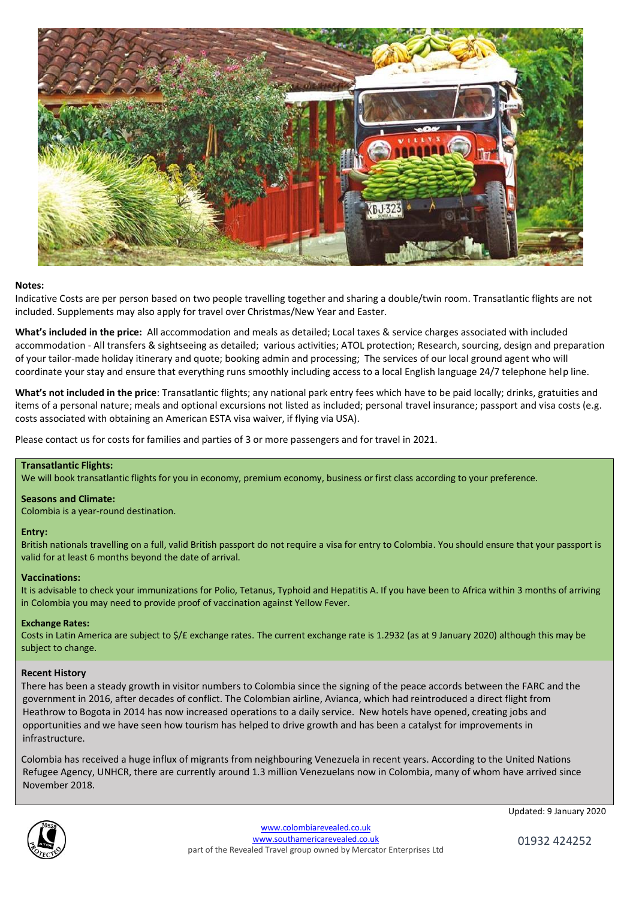**Notes:**

Indicative Costs are per person based on two people travelling together and sharing a double/twin room. Transatlantic flights are not included. Supplements may also apply for travel over Christmas/New Year and Easter.

**What's included in the price:** All accommodation and meals as detailed; Local taxes & service charges associated with included accommodation - All transfers & sightseeing as detailed; various activities; ATOL protection; Research, sourcing, design and preparation of your tailor-made holiday itinerary and quote; booking admin and processing; The services of our local ground agent who will coordinate your stay and ensure that everything runs smoothly including access to a local English language 24/7 telephone help line.

**What's not included in the price**: Transatlantic flights; any national park entry fees which have to be paid locally; drinks, gratuities and items of a personal nature; meals and optional excursions not listed as included; personal travel insurance; passport and visa costs (e.g. costs associated with obtaining an American ESTA visa waiver, if flying via USA).

Please contact us for costs for families and parties of 3 or more passengers and for travel in 2021.

**Transatlantic Flights:**
We will book transatlantic flights for you in economy, premium economy, business or first class according to your preference.

**Seasons and Climate:**
Colombia is a year-round destination.

**Entry:**
British nationals travelling on a full, valid British passport do not require a visa for entry to Colombia. You should ensure that your passport is valid for at least 6 months beyond the date of arrival.

**Vaccinations:**
It is advisable to check your immunizations for Polio, Tetanus, Typhoid and Hepatitis A. If you have been to Africa within 3 months of arriving in Colombia you may need to provide proof of vaccination against Yellow Fever.

**Exchange Rates:**
Costs in Latin America are subject to $/£ exchange rates. The current exchange rate is 1.2932 (as at 9 January 2020) although this may be subject to change.

**Recent History**
There has been a steady growth in visitor numbers to Colombia since the signing of the peace accords between the FARC and the government in 2016, after decades of conflict. The Colombian airline, Avianca, which had reintroduced a direct flight from Heathrow to Bogota in 2014 has now increased operations to a daily service. New hotels have opened, creating jobs and opportunities and we have seen how tourism has helped to drive growth and has been a catalyst for improvements in infrastructure.

Colombia has received a huge influx of migrants from neighbouring Venezuela in recent years. According to the United Nations Refugee Agency, UNHCR, there are currently around 1.3 million Venezuelans now in Colombia, many of whom have arrived since November 2018.

Updated: 9 January 2020

www.colombiarevealed.co.uk
www.southamericarevealed.co.uk
part of the Revealed Travel group owned by Mercator Enterprises Ltd

01932 424252